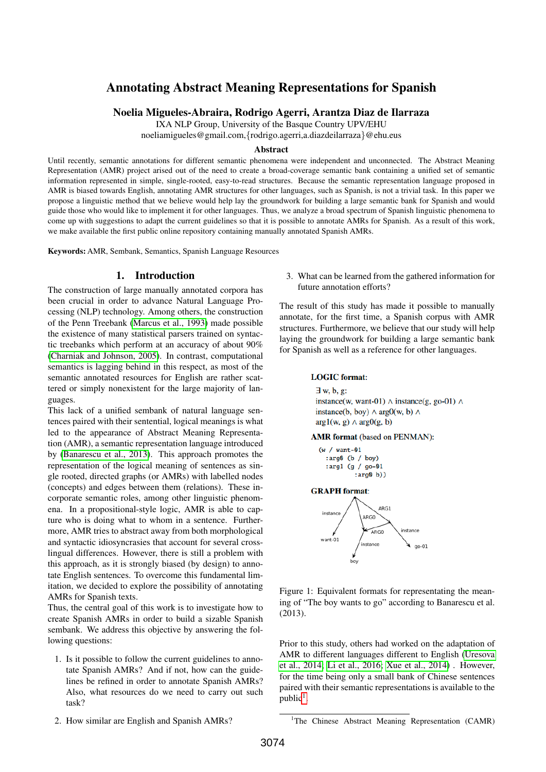# Annotating Abstract Meaning Representations for Spanish

**Noelia Migueles-Abraira, Rodrigo Agerri, Arantza Diaz de Ilarraza**

IXA NLP Group, University of the Basque Country UPV/EHU

noeliamigueles@gmail.com,{rodrigo.agerri,a.diazdeilarraza}@ehu.eus

## Abstract

Until recently, semantic annotations for different semantic phenomena were independent and unconnected. The Abstract Meaning Representation (AMR) project arised out of the need to create a broad-coverage semantic bank containing a unified set of semantic information represented in simple, single-rooted, easy-to-read structures. Because the semantic representation language proposed in AMR is biased towards English, annotating AMR structures for other languages, such as Spanish, is not a trivial task. In this paper we propose a linguistic method that we believe would help lay the groundwork for building a large semantic bank for Spanish and would guide those who would like to implement it for other languages. Thus, we analyze a broad spectrum of Spanish linguistic phenomena to come up with suggestions to adapt the current guidelines so that it is possible to annotate AMRs for Spanish. As a result of this work, we make available the first public online repository containing manually annotated Spanish AMRs.

**Keywords:** AMR, Sembank, Semantics, Spanish Language Resources

## 1. Introduction

The construction of large manually annotated corpora has been crucial in order to advance Natural Language Processing (NLP) technology. Among others, the construction of the Penn Treebank (Marcus et al., 1993) made possible the existence of many statistical parsers trained on syntactic treebanks which perform at an accuracy of about 90% (Charniak and Johnson, 2005). In contrast, computational semantics is lagging behind in this respect, as most of the semantic annotated resources for English are rather scattered or simply nonexistent for the large majority of languages.

This lack of a unified sembank of natural language sentences paired with their sentential, logical meanings is what led to the appearance of Abstract Meaning Representation (AMR), a semantic representation language introduced by (Banarescu et al., 2013). This approach promotes the representation of the logical meaning of sentences as single rooted, directed graphs (or AMRs) with labelled nodes (concepts) and edges between them (relations). These incorporate semantic roles, among other linguistic phenomena. In a propositional-style logic, AMR is able to capture who is doing what to whom in a sentence. Furthermore, AMR tries to abstract away from both morphological and syntactic idiosyncrasies that account for several cross-lingual differences. However, there is still a problem with this approach, as it is strongly biased (by design) to annotate English sentences. To overcome this fundamental limitation, we decided to explore the possibility of annotating AMRs for Spanish texts.

Thus, the central goal of this work is to investigate how to create Spanish AMRs in order to build a sizable Spanish sembank. We address this objective by answering the following questions:

1. Is it possible to follow the current guidelines to annotate Spanish AMRs? And if not, how can the guidelines be refined in order to annotate Spanish AMRs? Also, what resources do we need to carry out such task?
2. How similar are English and Spanish AMRs?
3. What can be learned from the gathered information for future annotation efforts?

The result of this study has made it possible to manually annotate, for the first time, a Spanish corpus with AMR structures. Furthermore, we believe that our study will help laying the groundwork for building a large semantic bank for Spanish as well as a reference for other languages.

**LOGIC format**:

∃ w, b, g:
instance(w, want-01) ∧ instance(g, go-01) ∧
instance(b, boy) ∧ arg0(w, b) ∧
arg1(w, g) ∧ arg0(g, b)

**AMR format** (based on PENMAN):

```
(w / want-01
   :arg0 (b / boy)
   :arg1 (g / go-01
            :arg0 b))
```

**GRAPH format**:

Figure 1: Equivalent formats for representating the meaning of "The boy wants to go" according to Banarescu et al. (2013).

Prior to this study, others had worked on the adaptation of AMR to different languages different to English (Uresova et al., 2014; Li et al., 2016; Xue et al., 2014) . However, for the time being only a small bank of Chinese sentences paired with their semantic representations is available to the public[1].

[1] The Chinese Abstract Meaning Representation (CAMR)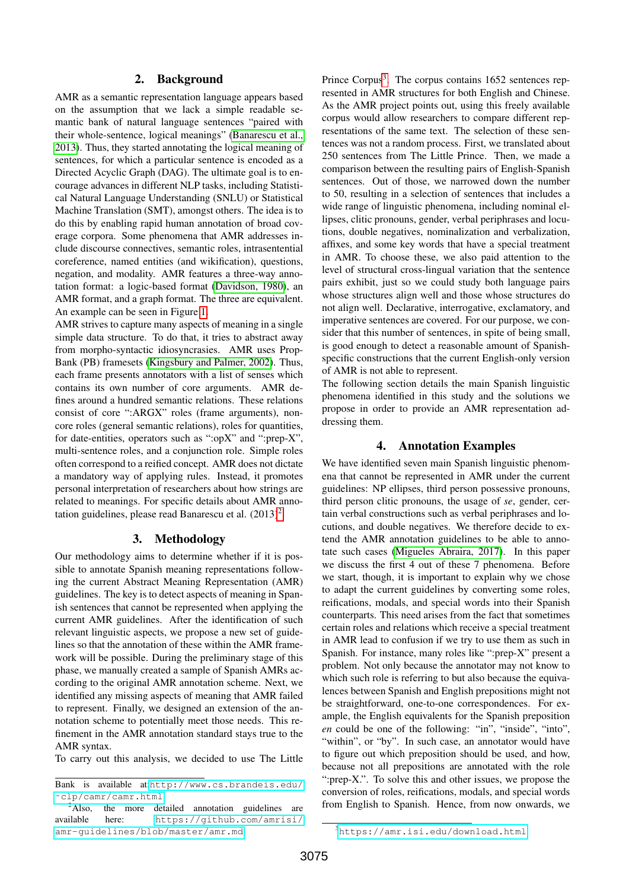## 2. Background

AMR as a semantic representation language appears based on the assumption that we lack a simple readable semantic bank of natural language sentences "paired with their whole-sentence, logical meanings" (Banarescu et al., 2013). Thus, they started annotating the logical meaning of sentences, for which a particular sentence is encoded as a Directed Acyclic Graph (DAG). The ultimate goal is to encourage advances in different NLP tasks, including Statistical Natural Language Understanding (SNLU) or Statistical Machine Translation (SMT), amongst others. The idea is to do this by enabling rapid human annotation of broad coverage corpora. Some phenomena that AMR addresses include discourse connectives, semantic roles, intrasentential coreference, named entities (and wikification), questions, negation, and modality. AMR features a three-way annotation format: a logic-based format (Davidson, 1980), an AMR format, and a graph format. The three are equivalent. An example can be seen in Figure 1.

AMR strives to capture many aspects of meaning in a single simple data structure. To do that, it tries to abstract away from morpho-syntactic idiosyncrasies. AMR uses PropBank (PB) framesets (Kingsbury and Palmer, 2002). Thus, each frame presents annotators with a list of senses which contains its own number of core arguments. AMR defines around a hundred semantic relations. These relations consist of core ":ARGX" roles (frame arguments), non-core roles (general semantic relations), roles for quantities, for date-entities, operators such as ":opX" and ":prep-X", multi-sentence roles, and a conjunction role. Simple roles often correspond to a reified concept. AMR does not dictate a mandatory way of applying rules. Instead, it promotes personal interpretation of researchers about how strings are related to meanings. For specific details about AMR annotation guidelines, please read Banarescu et al. (2013)[2].

## 3. Methodology

Our methodology aims to determine whether if it is possible to annotate Spanish meaning representations following the current Abstract Meaning Representation (AMR) guidelines. The key is to detect aspects of meaning in Spanish sentences that cannot be represented when applying the current AMR guidelines. After the identification of such relevant linguistic aspects, we propose a new set of guidelines so that the annotation of these within the AMR framework will be possible. During the preliminary stage of this phase, we manually created a sample of Spanish AMRs according to the original AMR annotation scheme. Next, we identified any missing aspects of meaning that AMR failed to represent. Finally, we designed an extension of the annotation scheme to potentially meet those needs. This refinement in the AMR annotation standard stays true to the AMR syntax.

To carry out this analysis, we decided to use The Little Prince Corpus[3]. The corpus contains 1652 sentences represented in AMR structures for both English and Chinese. As the AMR project points out, using this freely available corpus would allow researchers to compare different representations of the same text. The selection of these sentences was not a random process. First, we translated about 250 sentences from The Little Prince. Then, we made a comparison between the resulting pairs of English-Spanish sentences. Out of those, we narrowed down the number to 50, resulting in a selection of sentences that includes a wide range of linguistic phenomena, including nominal ellipses, clitic pronouns, gender, verbal periphrases and locutions, double negatives, nominalization and verbalization, affixes, and some key words that have a special treatment in AMR. To choose these, we also paid attention to the level of structural cross-lingual variation that the sentence pairs exhibit, just so we could study both language pairs whose structures align well and those whose structures do not align well. Declarative, interrogative, exclamatory, and imperative sentences are covered. For our purpose, we consider that this number of sentences, in spite of being small, is good enough to detect a reasonable amount of Spanish-specific constructions that the current English-only version of AMR is not able to represent.

The following section details the main Spanish linguistic phenomena identified in this study and the solutions we propose in order to provide an AMR representation addressing them.

## 4. Annotation Examples

We have identified seven main Spanish linguistic phenomena that cannot be represented in AMR under the current guidelines: NP ellipses, third person possessive pronouns, third person clitic pronouns, the usage of *se*, gender, certain verbal constructions such as verbal periphrases and locutions, and double negatives. We therefore decide to extend the AMR annotation guidelines to be able to annotate such cases (Migueles Abraira, 2017). In this paper we discuss the first 4 out of these 7 phenomena. Before we start, though, it is important to explain why we chose to adapt the current guidelines by converting some roles, reifications, modals, and special words into their Spanish counterparts. This need arises from the fact that sometimes certain roles and relations which receive a special treatment in AMR lead to confusion if we try to use them as such in Spanish. For instance, many roles like ":prep-X" present a problem. Not only because the annotator may not know to which such role is referring to but also because the equivalences between Spanish and English prepositions might not be straightforward, one-to-one correspondences. For example, the English equivalents for the Spanish preposition *en* could be one of the following: "in", "inside", "into", "within", or "by". In such case, an annotator would have to figure out which preposition should be used, and how, because not all prepositions are annotated with the role ":prep-X.". To solve this and other issues, we propose the conversion of roles, reifications, modals, and special words from English to Spanish. Hence, from now onwards, we

---

Bank is available at: http://www.cs.brandeis.edu/~clp/camr/camr.html

[2] Also, the more detailed annotation guidelines are available here: https://github.com/amrisi/amr-guidelines/blob/master/amr.md

[3] https://amr.isi.edu/download.html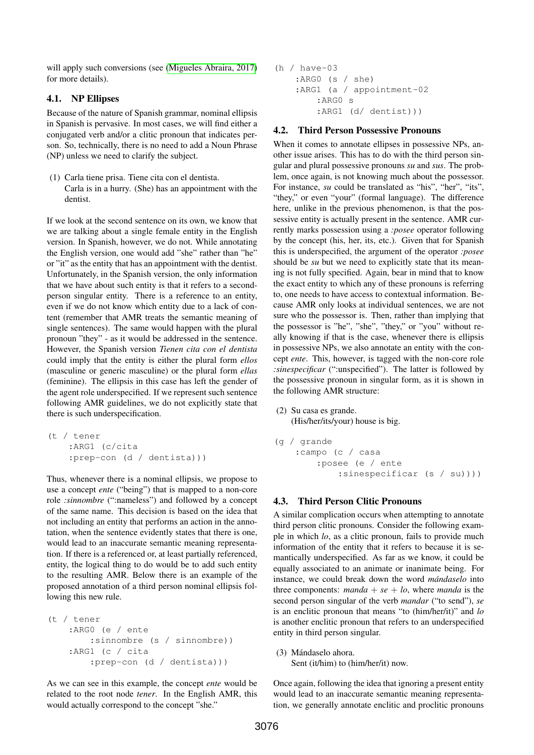will apply such conversions (see (Migueles Abraira, 2017) for more details).

### 4.1. NP Ellipses

Because of the nature of Spanish grammar, nominal ellipsis in Spanish is pervasive. In most cases, we will find either a conjugated verb and/or a clitic pronoun that indicates person. So, technically, there is no need to add a Noun Phrase (NP) unless we need to clarify the subject.

(1) Carla tiene prisa. Tiene cita con el dentista.
Carla is in a hurry. (She) has an appointment with the dentist.

If we look at the second sentence on its own, we know that we are talking about a single female entity in the English version. In Spanish, however, we do not. While annotating the English version, one would add "she" rather than "he" or "it" as the entity that has an appointment with the dentist. Unfortunately, in the Spanish version, the only information that we have about such entity is that it refers to a second-person singular entity. There is a reference to an entity, even if we do not know which entity due to a lack of content (remember that AMR treats the semantic meaning of single sentences). The same would happen with the plural pronoun "they" - as it would be addressed in the sentence. However, the Spanish version *Tienen cita con el dentista* could imply that the entity is either the plural form *ellos* (masculine or generic masculine) or the plural form *ellas* (feminine). The ellipsis in this case has left the gender of the agent role underspecified. If we represent such sentence following AMR guidelines, we do not explicitly state that there is such underspecification.

```
(t / tener
    :ARG1 (c/cita
    :prep-con (d / dentista)))
```

Thus, whenever there is a nominal ellipsis, we propose to use a concept *ente* ("being") that is mapped to a non-core role *:sinnombre* (":nameless") and followed by a concept of the same name. This decision is based on the idea that not including an entity that performs an action in the annotation, when the sentence evidently states that there is one, would lead to an inaccurate semantic meaning representation. If there is a referenced or, at least partially referenced, entity, the logical thing to do would be to add such entity to the resulting AMR. Below there is an example of the proposed annotation of a third person nominal ellipsis following this new rule.

```
(t / tener
    :ARG0 (e / ente
        :sinnombre (s / sinnombre))
    :ARG1 (c / cita
        :prep-con (d / dentista)))
```

As we can see in this example, the concept *ente* would be related to the root node *tener*. In the English AMR, this would actually correspond to the concept "she."

```
(h / have-03
    :ARG0 (s / she)
    :ARG1 (a / appointment-02
        :ARG0 s
        :ARG1 (d/ dentist)))
```

### 4.2. Third Person Possessive Pronouns

When it comes to annotate ellipses in possessive NPs, another issue arises. This has to do with the third person singular and plural possessive pronouns *su* and *sus*. The problem, once again, is not knowing much about the possessor. For instance, *su* could be translated as "his", "her", "its", "they," or even "your" (formal language). The difference here, unlike in the previous phenomenon, is that the possessive entity is actually present in the sentence. AMR currently marks possession using a *:posee* operator following by the concept (his, her, its, etc.). Given that for Spanish this is underspecified, the argument of the operator *:posee* should be *su* but we need to explicitly state that its meaning is not fully specified. Again, bear in mind that to know the exact entity to which any of these pronouns is referring to, one needs to have access to contextual information. Because AMR only looks at individual sentences, we are not sure who the possessor is. Then, rather than implying that the possessor is "he", "she", "they," or "you" without really knowing if that is the case, whenever there is ellipsis in possessive NPs, we also annotate an entity with the concept *ente*. This, however, is tagged with the non-core role *:sinespecificar* (":unspecified"). The latter is followed by the possessive pronoun in singular form, as it is shown in the following AMR structure:

(2) Su casa es grande.
(His/her/its/your) house is big.

```
(g / grande
    :campo (c / casa
        :posee (e / ente
            :sinespecificar (s / su))))
```

### 4.3. Third Person Clitic Pronouns

A similar complication occurs when attempting to annotate third person clitic pronouns. Consider the following example in which *lo*, as a clitic pronoun, fails to provide much information of the entity that it refers to because it is semantically underspecified. As far as we know, it could be equally associated to an animate or inanimate being. For instance, we could break down the word *mándaselo* into three components: *manda* + *se* + *lo*, where *manda* is the second person singular of the verb *mandar* ("to send"), *se* is an enclitic pronoun that means "to (him/her/it)" and *lo* is another enclitic pronoun that refers to an underspecified entity in third person singular.

(3) Mándaselo ahora.
Sent (it/him) to (him/her/it) now.

Once again, following the idea that ignoring a present entity would lead to an inaccurate semantic meaning representation, we generally annotate enclitic and proclitic pronouns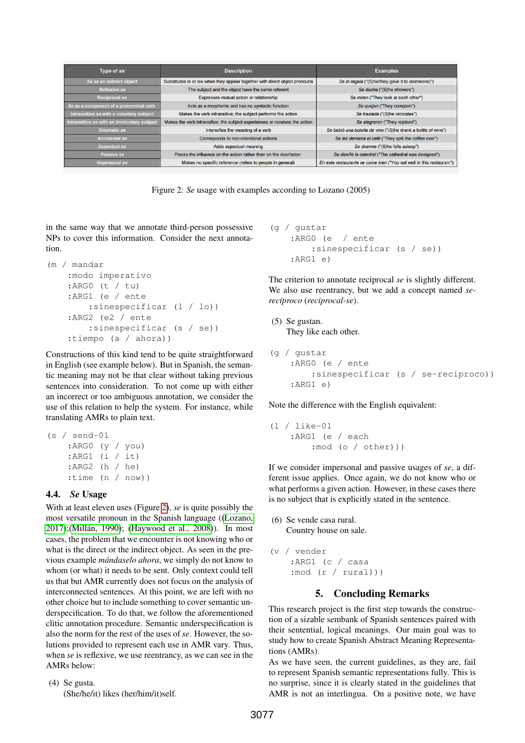| Type of se | Description | Examples |
|---|---|---|
| Se as an indirect object | Substitutes le or les when they appear together with direct object pronouns | *Se lo regala* ("(S)he/they gave it to (someone)") |
| Reflexive se | The subject and the object have the same referent | *Se ducha* ("(S)he showers") |
| Reciprocal se | Expresses mutual action or relationship | *Se miran* ("They look at each other") |
| Se as a component of a pronominal verb | Acts as a morpheme and has no syntactic function | *Se quejan* ("They complain") |
| Intransitive se with a voluntary subject | Makes the verb intransitive; the subject performs the action | *Se traslada* ("(S)he relocates") |
| Intransitive se with an involuntary subject | Makes the verb intransitive; the subject experiences or receives the action | *Se alegraron* ("They rejoiced") |
| Emphatic se | Intensifies the meaning of a verb | *Se bebió una botella de vino* ("(S)he drank a bottle of wine") |
| Accidental se | Corresponds to non-intentional actions | *Se les derrama el café* ("They spill the coffee over") |
| Aspectual se | Adds aspectual meaning | *Se duerme* ("(S)he falls asleep") |
| Passive se | Places the influence on the action rather than on the doer/actor | *Se diseñó la catedral* ("The cathedral was designed") |
| Impersonal se | Makes no specific reference (refers to people in general) | *En este restaurante se come bien* ("You eat well in this restaurant!") |

Figure 2: *Se* usage with examples according to Lozano (2005)

in the same way that we annotate third-person possessive NPs to cover this information. Consider the next annotation.

```
(m / mandar
    :modo imperativo
    :ARG0 (t / tu)
    :ARG1 (e / ente
        :sinespecificar (l / lo))
    :ARG2 (e2 / ente
        :sinespecificar (s / se))
    :tiempo (a / ahora))
```

Constructions of this kind tend to be quite straightforward in English (see example below). But in Spanish, the semantic meaning may not be that clear without taking previous sentences into consideration. To not come up with either an incorrect or too ambiguous annotation, we consider the use of this relation to help the system. For instance, while translating AMRs to plain text.

```
(s / send-01
    :ARG0 (y / you)
    :ARG1 (i / it)
    :ARG2 (h / he)
    :time (n / now))
```

### 4.4. *Se* Usage

With at least eleven uses (Figure 2), *se* is quite possibly the most versatile pronoun in the Spanish language ((Lozano, 2017);(Millán, 1990); (Haywood et al., 2008)). In most cases, the problem that we encounter is not knowing who or what is the direct or the indirect object. As seen in the previous example *mándaselo ahora*, we simply do not know to whom (or what) it needs to be sent. Only context could tell us that but AMR currently does not focus on the analysis of interconnected sentences. At this point, we are left with no other choice but to include something to cover semantic underspecification. To do that, we follow the aforementioned clitic annotation procedure. Semantic underspecification is also the norm for the rest of the uses of *se*. However, the solutions provided to represent each use in AMR vary. Thus, when *se* is reflexive, we use reentrancy, as we can see in the AMRs below:

(4) Se gusta.
(She/he/it) likes (her/him/it)self.

```
(g / gustar
    :ARG0 (e / ente
        :sinespecificar (s / se))
    :ARG1 e)
```

The criterion to annotate reciprocal *se* is slightly different. We also use reentrancy, but we add a concept named *se-recíproco* (*reciprocal-se*).

(5) Se gustan.
They like each other.

```
(g / gustar
    :ARG0 (e / ente
        :sinespecificar (s / se-reciproco))
    :ARG1 e)
```

Note the difference with the English equivalent:

```
(l / like-01
    :ARG1 (e / each
        :mod (o / other)))
```

If we consider impersonal and passive usages of *se*, a different issue applies. Once again, we do not know who or what performs a given action. However, in these cases there is no subject that is explicitly stated in the sentence.

(6) Se vende casa rural.
Country house on sale.

```
(v / vender
    :ARG1 (c / casa
    :mod (r / rural)))
```

## 5. Concluding Remarks

This research project is the first step towards the construction of a sizable sembank of Spanish sentences paired with their sentential, logical meanings. Our main goal was to study how to create Spanish Abstract Meaning Representations (AMRs).

As we have seen, the current guidelines, as they are, fail to represent Spanish semantic representations fully. This is no surprise, since it is clearly stated in the guidelines that AMR is not an interlingua. On a positive note, we have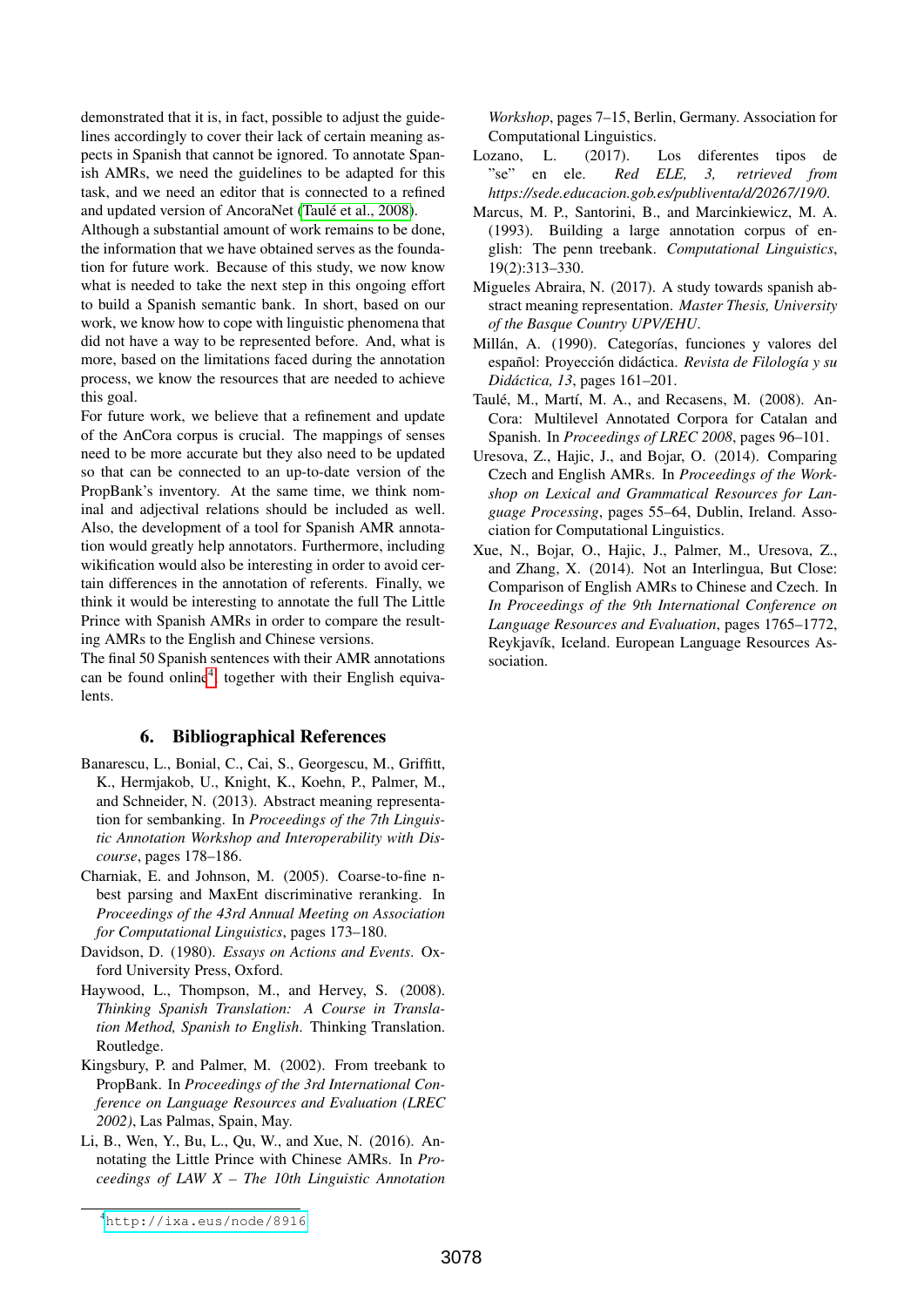demonstrated that it is, in fact, possible to adjust the guidelines accordingly to cover their lack of certain meaning aspects in Spanish that cannot be ignored. To annotate Spanish AMRs, we need the guidelines to be adapted for this task, and we need an editor that is connected to a refined and updated version of AncoraNet (Taulé et al., 2008).

Although a substantial amount of work remains to be done, the information that we have obtained serves as the foundation for future work. Because of this study, we now know what is needed to take the next step in this ongoing effort to build a Spanish semantic bank. In short, based on our work, we know how to cope with linguistic phenomena that did not have a way to be represented before. And, what is more, based on the limitations faced during the annotation process, we know the resources that are needed to achieve this goal.

For future work, we believe that a refinement and update of the AnCora corpus is crucial. The mappings of senses need to be more accurate but they also need to be updated so that can be connected to an up-to-date version of the PropBank's inventory. At the same time, we think nominal and adjectival relations should be included as well. Also, the development of a tool for Spanish AMR annotation would greatly help annotators. Furthermore, including wikification would also be interesting in order to avoid certain differences in the annotation of referents. Finally, we think it would be interesting to annotate the full The Little Prince with Spanish AMRs in order to compare the resulting AMRs to the English and Chinese versions.

The final 50 Spanish sentences with their AMR annotations can be found online[4] together with their English equivalents.

## 6. Bibliographical References

Banarescu, L., Bonial, C., Cai, S., Georgescu, M., Griffitt, K., Hermjakob, U., Knight, K., Koehn, P., Palmer, M., and Schneider, N. (2013). Abstract meaning representation for sembanking. In *Proceedings of the 7th Linguistic Annotation Workshop and Interoperability with Discourse*, pages 178–186.

Charniak, E. and Johnson, M. (2005). Coarse-to-fine n-best parsing and MaxEnt discriminative reranking. In *Proceedings of the 43rd Annual Meeting on Association for Computational Linguistics*, pages 173–180.

Davidson, D. (1980). *Essays on Actions and Events*. Oxford University Press, Oxford.

Haywood, L., Thompson, M., and Hervey, S. (2008). *Thinking Spanish Translation: A Course in Translation Method, Spanish to English*. Thinking Translation. Routledge.

Kingsbury, P. and Palmer, M. (2002). From treebank to PropBank. In *Proceedings of the 3rd International Conference on Language Resources and Evaluation (LREC 2002)*, Las Palmas, Spain, May.

Li, B., Wen, Y., Bu, L., Qu, W., and Xue, N. (2016). Annotating the Little Prince with Chinese AMRs. In *Proceedings of LAW X – The 10th Linguistic Annotation Workshop*, pages 7–15, Berlin, Germany. Association for Computational Linguistics.

Lozano, L. (2017). Los diferentes tipos de "se" en ele. *Red ELE, 3, retrieved from https://sede.educacion.gob.es/publiventa/d/20267/19/0*.

Marcus, M. P., Santorini, B., and Marcinkiewicz, M. A. (1993). Building a large annotation corpus of english: The penn treebank. *Computational Linguistics*, 19(2):313–330.

Migueles Abraira, N. (2017). A study towards spanish abstract meaning representation. *Master Thesis, University of the Basque Country UPV/EHU*.

Millán, A. (1990). Categorías, funciones y valores del español: Proyección didáctica. *Revista de Filología y su Didáctica, 13*, pages 161–201.

Taulé, M., Martí, M. A., and Recasens, M. (2008). AnCora: Multilevel Annotated Corpora for Catalan and Spanish. In *Proceedings of LREC 2008*, pages 96–101.

Uresova, Z., Hajic, J., and Bojar, O. (2014). Comparing Czech and English AMRs. In *Proceedings of the Workshop on Lexical and Grammatical Resources for Language Processing*, pages 55–64, Dublin, Ireland. Association for Computational Linguistics.

Xue, N., Bojar, O., Hajic, J., Palmer, M., Uresova, Z., and Zhang, X. (2014). Not an Interlingua, But Close: Comparison of English AMRs to Chinese and Czech. In *In Proceedings of the 9th International Conference on Language Resources and Evaluation*, pages 1765–1772, Reykjavík, Iceland. European Language Resources Association.

[4] http://ixa.eus/node/8916